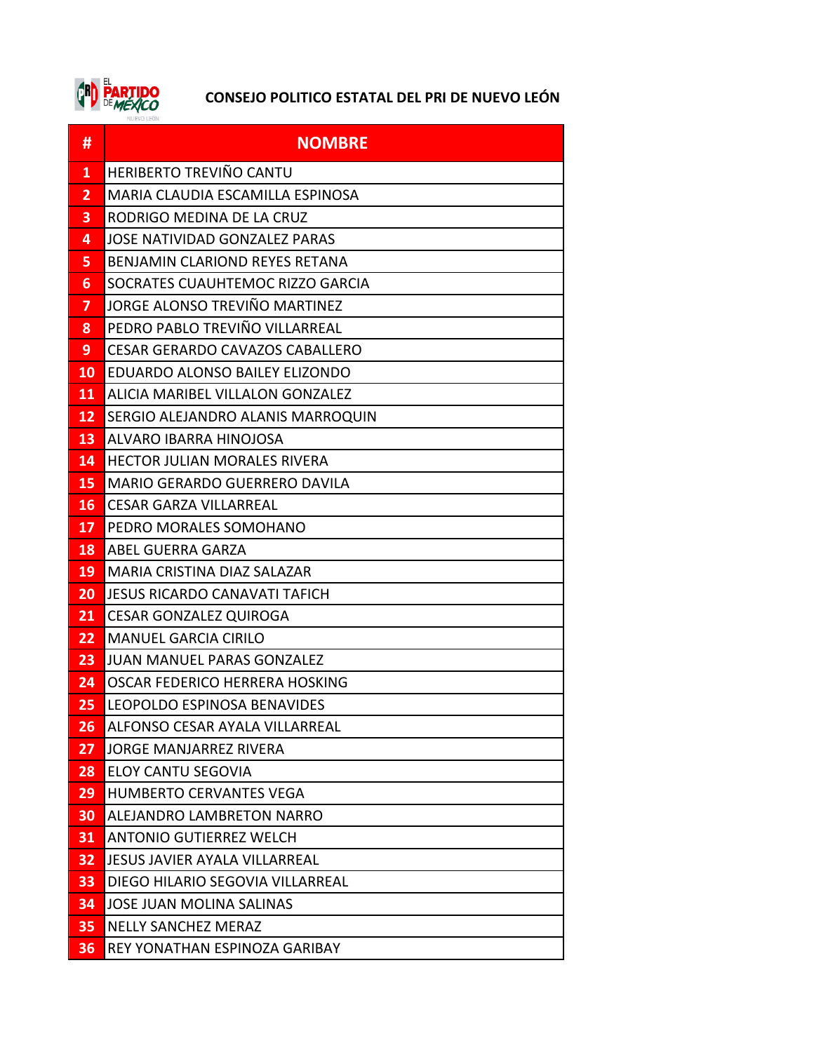# CONSEJO POLITICO ESTATAL DEL PRI DE NUEVO LEÓN

| # | NOMBRE |
|---|---|
| 1 | HERIBERTO TREVIÑO CANTU |
| 2 | MARIA CLAUDIA ESCAMILLA ESPINOSA |
| 3 | RODRIGO MEDINA DE LA CRUZ |
| 4 | JOSE NATIVIDAD GONZALEZ PARAS |
| 5 | BENJAMIN CLARIOND REYES RETANA |
| 6 | SOCRATES CUAUHTEMOC RIZZO GARCIA |
| 7 | JORGE ALONSO TREVIÑO MARTINEZ |
| 8 | PEDRO PABLO TREVIÑO VILLARREAL |
| 9 | CESAR GERARDO CAVAZOS CABALLERO |
| 10 | EDUARDO ALONSO BAILEY ELIZONDO |
| 11 | ALICIA MARIBEL VILLALON GONZALEZ |
| 12 | SERGIO ALEJANDRO ALANIS MARROQUIN |
| 13 | ALVARO IBARRA HINOJOSA |
| 14 | HECTOR JULIAN MORALES RIVERA |
| 15 | MARIO GERARDO GUERRERO DAVILA |
| 16 | CESAR GARZA VILLARREAL |
| 17 | PEDRO MORALES SOMOHANO |
| 18 | ABEL GUERRA GARZA |
| 19 | MARIA CRISTINA DIAZ SALAZAR |
| 20 | JESUS RICARDO CANAVATI TAFICH |
| 21 | CESAR GONZALEZ QUIROGA |
| 22 | MANUEL GARCIA CIRILO |
| 23 | JUAN MANUEL PARAS GONZALEZ |
| 24 | OSCAR FEDERICO HERRERA HOSKING |
| 25 | LEOPOLDO ESPINOSA BENAVIDES |
| 26 | ALFONSO CESAR AYALA VILLARREAL |
| 27 | JORGE MANJARREZ RIVERA |
| 28 | ELOY CANTU SEGOVIA |
| 29 | HUMBERTO CERVANTES VEGA |
| 30 | ALEJANDRO LAMBRETON NARRO |
| 31 | ANTONIO GUTIERREZ WELCH |
| 32 | JESUS JAVIER AYALA VILLARREAL |
| 33 | DIEGO HILARIO SEGOVIA VILLARREAL |
| 34 | JOSE JUAN MOLINA SALINAS |
| 35 | NELLY SANCHEZ MERAZ |
| 36 | REY YONATHAN ESPINOZA GARIBAY |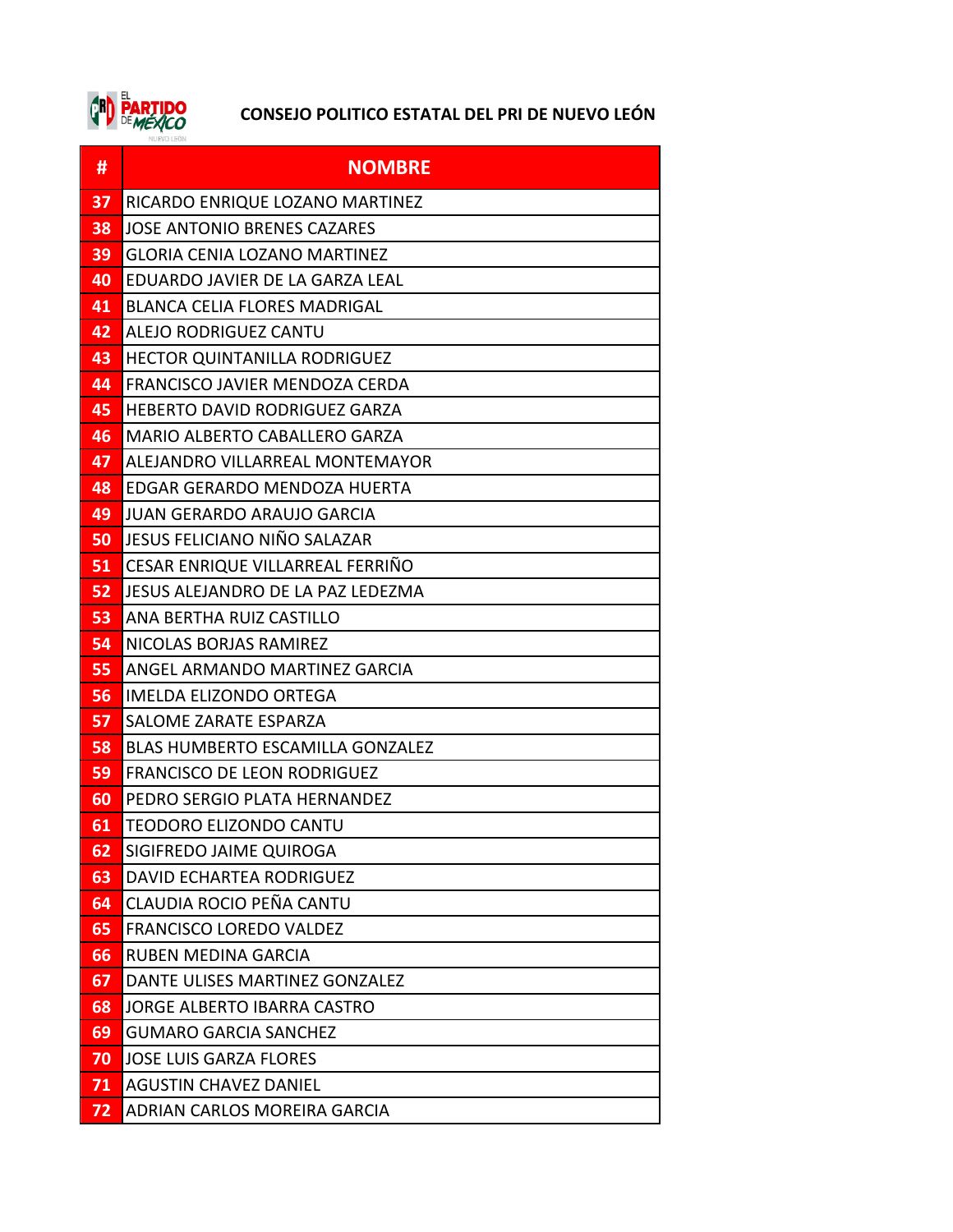## CONSEJO POLITICO ESTATAL DEL PRI DE NUEVO LEÓN

| # | NOMBRE |
|---|---|
| 37 | RICARDO ENRIQUE LOZANO MARTINEZ |
| 38 | JOSE ANTONIO BRENES CAZARES |
| 39 | GLORIA CENIA LOZANO MARTINEZ |
| 40 | EDUARDO JAVIER DE LA GARZA LEAL |
| 41 | BLANCA CELIA FLORES MADRIGAL |
| 42 | ALEJO RODRIGUEZ CANTU |
| 43 | HECTOR QUINTANILLA RODRIGUEZ |
| 44 | FRANCISCO JAVIER MENDOZA CERDA |
| 45 | HEBERTO DAVID RODRIGUEZ GARZA |
| 46 | MARIO ALBERTO CABALLERO GARZA |
| 47 | ALEJANDRO VILLARREAL MONTEMAYOR |
| 48 | EDGAR GERARDO MENDOZA HUERTA |
| 49 | JUAN GERARDO ARAUJO GARCIA |
| 50 | JESUS FELICIANO NIÑO SALAZAR |
| 51 | CESAR ENRIQUE VILLARREAL FERRIÑO |
| 52 | JESUS ALEJANDRO DE LA PAZ LEDEZMA |
| 53 | ANA BERTHA RUIZ CASTILLO |
| 54 | NICOLAS BORJAS RAMIREZ |
| 55 | ANGEL ARMANDO MARTINEZ GARCIA |
| 56 | IMELDA ELIZONDO ORTEGA |
| 57 | SALOME ZARATE ESPARZA |
| 58 | BLAS HUMBERTO ESCAMILLA GONZALEZ |
| 59 | FRANCISCO DE LEON RODRIGUEZ |
| 60 | PEDRO SERGIO PLATA HERNANDEZ |
| 61 | TEODORO ELIZONDO CANTU |
| 62 | SIGIFREDO JAIME QUIROGA |
| 63 | DAVID ECHARTEA RODRIGUEZ |
| 64 | CLAUDIA ROCIO PEÑA CANTU |
| 65 | FRANCISCO LOREDO VALDEZ |
| 66 | RUBEN MEDINA GARCIA |
| 67 | DANTE ULISES MARTINEZ GONZALEZ |
| 68 | JORGE ALBERTO IBARRA CASTRO |
| 69 | GUMARO GARCIA SANCHEZ |
| 70 | JOSE LUIS GARZA FLORES |
| 71 | AGUSTIN CHAVEZ DANIEL |
| 72 | ADRIAN CARLOS MOREIRA GARCIA |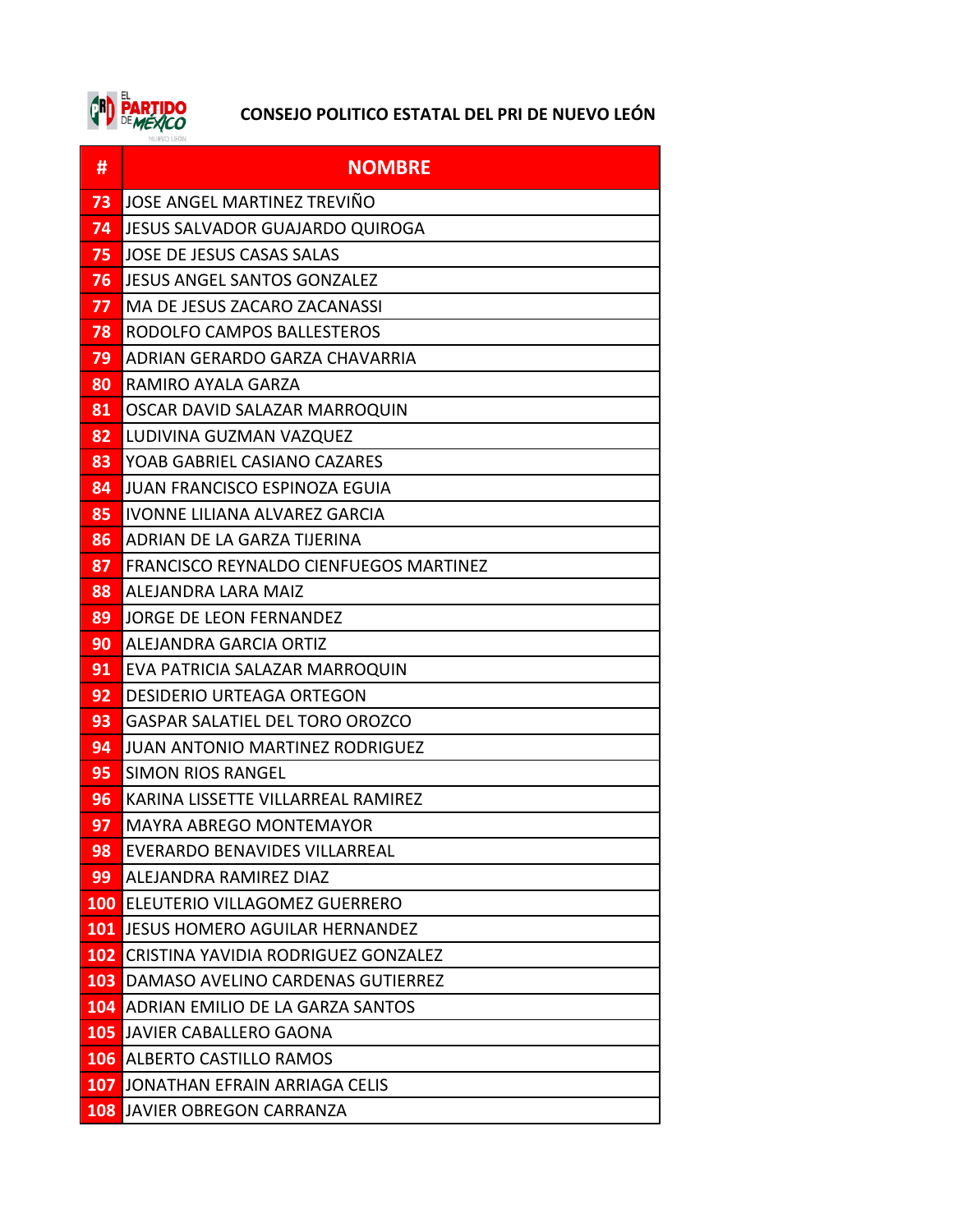## CONSEJO POLITICO ESTATAL DEL PRI DE NUEVO LEÓN

| # | NOMBRE |
|---|---|
| 73 | JOSE ANGEL MARTINEZ TREVIÑO |
| 74 | JESUS SALVADOR GUAJARDO QUIROGA |
| 75 | JOSE DE JESUS CASAS SALAS |
| 76 | JESUS ANGEL SANTOS GONZALEZ |
| 77 | MA DE JESUS ZACARO ZACANASSI |
| 78 | RODOLFO CAMPOS BALLESTEROS |
| 79 | ADRIAN GERARDO GARZA CHAVARRIA |
| 80 | RAMIRO AYALA GARZA |
| 81 | OSCAR DAVID SALAZAR MARROQUIN |
| 82 | LUDIVINA GUZMAN VAZQUEZ |
| 83 | YOAB GABRIEL CASIANO CAZARES |
| 84 | JUAN FRANCISCO ESPINOZA EGUIA |
| 85 | IVONNE LILIANA ALVAREZ GARCIA |
| 86 | ADRIAN DE LA GARZA TIJERINA |
| 87 | FRANCISCO REYNALDO CIENFUEGOS MARTINEZ |
| 88 | ALEJANDRA LARA MAIZ |
| 89 | JORGE DE LEON FERNANDEZ |
| 90 | ALEJANDRA GARCIA ORTIZ |
| 91 | EVA PATRICIA SALAZAR MARROQUIN |
| 92 | DESIDERIO URTEAGA ORTEGON |
| 93 | GASPAR SALATIEL DEL TORO OROZCO |
| 94 | JUAN ANTONIO MARTINEZ RODRIGUEZ |
| 95 | SIMON RIOS RANGEL |
| 96 | KARINA LISSETTE VILLARREAL RAMIREZ |
| 97 | MAYRA ABREGO MONTEMAYOR |
| 98 | EVERARDO BENAVIDES VILLARREAL |
| 99 | ALEJANDRA RAMIREZ DIAZ |
| 100 | ELEUTERIO VILLAGOMEZ GUERRERO |
| 101 | JESUS HOMERO AGUILAR HERNANDEZ |
| 102 | CRISTINA YAVIDIA RODRIGUEZ GONZALEZ |
| 103 | DAMASO AVELINO CARDENAS GUTIERREZ |
| 104 | ADRIAN EMILIO DE LA GARZA SANTOS |
| 105 | JAVIER CABALLERO GAONA |
| 106 | ALBERTO CASTILLO RAMOS |
| 107 | JONATHAN EFRAIN ARRIAGA CELIS |
| 108 | JAVIER OBREGON CARRANZA |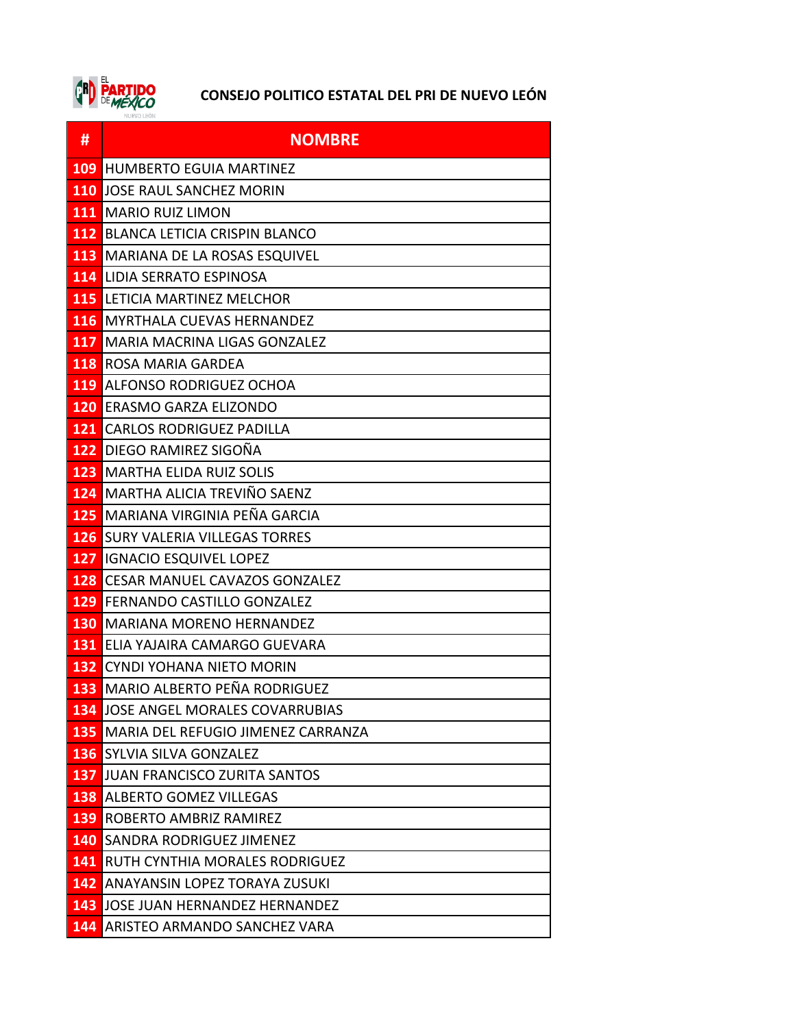## CONSEJO POLITICO ESTATAL DEL PRI DE NUEVO LEÓN

| # | NOMBRE |
|---|---|
| 109 | HUMBERTO EGUIA MARTINEZ |
| 110 | JOSE RAUL SANCHEZ MORIN |
| 111 | MARIO RUIZ LIMON |
| 112 | BLANCA LETICIA CRISPIN BLANCO |
| 113 | MARIANA DE LA ROSAS ESQUIVEL |
| 114 | LIDIA SERRATO ESPINOSA |
| 115 | LETICIA MARTINEZ MELCHOR |
| 116 | MYRTHALA CUEVAS HERNANDEZ |
| 117 | MARIA MACRINA LIGAS GONZALEZ |
| 118 | ROSA MARIA GARDEA |
| 119 | ALFONSO RODRIGUEZ OCHOA |
| 120 | ERASMO GARZA ELIZONDO |
| 121 | CARLOS RODRIGUEZ PADILLA |
| 122 | DIEGO RAMIREZ SIGOÑA |
| 123 | MARTHA ELIDA RUIZ SOLIS |
| 124 | MARTHA ALICIA TREVIÑO SAENZ |
| 125 | MARIANA VIRGINIA PEÑA GARCIA |
| 126 | SURY VALERIA VILLEGAS TORRES |
| 127 | IGNACIO ESQUIVEL LOPEZ |
| 128 | CESAR MANUEL CAVAZOS GONZALEZ |
| 129 | FERNANDO CASTILLO GONZALEZ |
| 130 | MARIANA MORENO HERNANDEZ |
| 131 | ELIA YAJAIRA CAMARGO GUEVARA |
| 132 | CYNDI YOHANA NIETO MORIN |
| 133 | MARIO ALBERTO PEÑA RODRIGUEZ |
| 134 | JOSE ANGEL MORALES COVARRUBIAS |
| 135 | MARIA DEL REFUGIO JIMENEZ CARRANZA |
| 136 | SYLVIA SILVA GONZALEZ |
| 137 | JUAN FRANCISCO ZURITA SANTOS |
| 138 | ALBERTO GOMEZ VILLEGAS |
| 139 | ROBERTO AMBRIZ RAMIREZ |
| 140 | SANDRA RODRIGUEZ JIMENEZ |
| 141 | RUTH CYNTHIA MORALES RODRIGUEZ |
| 142 | ANAYANSIN LOPEZ TORAYA ZUSUKI |
| 143 | JOSE JUAN HERNANDEZ HERNANDEZ |
| 144 | ARISTEO ARMANDO SANCHEZ VARA |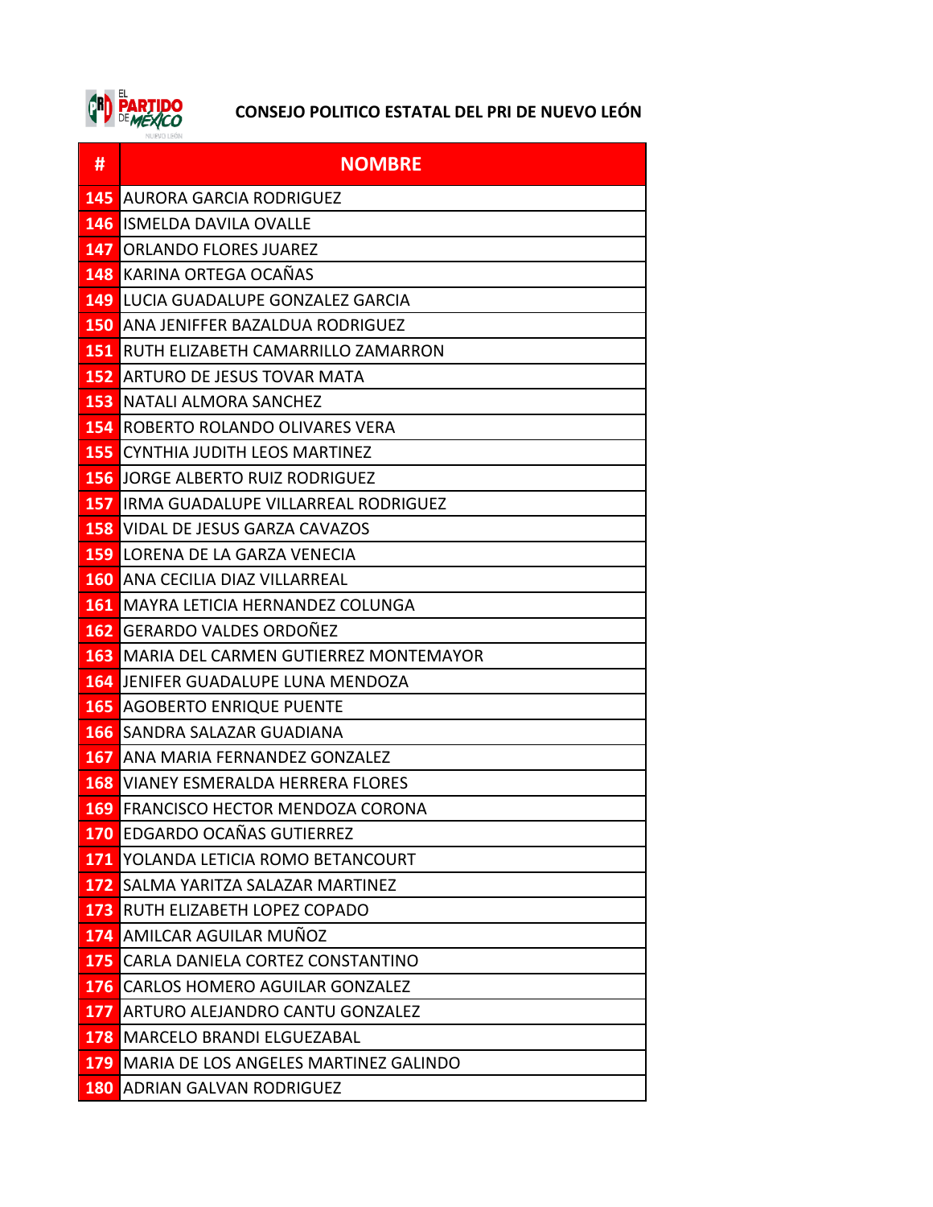## CONSEJO POLITICO ESTATAL DEL PRI DE NUEVO LEÓN

| # | NOMBRE |
|---|---|
| 145 | AURORA GARCIA RODRIGUEZ |
| 146 | ISMELDA DAVILA OVALLE |
| 147 | ORLANDO FLORES JUAREZ |
| 148 | KARINA ORTEGA OCAÑAS |
| 149 | LUCIA GUADALUPE GONZALEZ GARCIA |
| 150 | ANA JENIFFER BAZALDUA RODRIGUEZ |
| 151 | RUTH ELIZABETH CAMARRILLO ZAMARRON |
| 152 | ARTURO DE JESUS TOVAR MATA |
| 153 | NATALI ALMORA SANCHEZ |
| 154 | ROBERTO ROLANDO OLIVARES VERA |
| 155 | CYNTHIA JUDITH LEOS MARTINEZ |
| 156 | JORGE ALBERTO RUIZ RODRIGUEZ |
| 157 | IRMA GUADALUPE VILLARREAL RODRIGUEZ |
| 158 | VIDAL DE JESUS GARZA CAVAZOS |
| 159 | LORENA DE LA GARZA VENECIA |
| 160 | ANA CECILIA DIAZ VILLARREAL |
| 161 | MAYRA LETICIA HERNANDEZ COLUNGA |
| 162 | GERARDO VALDES ORDOÑEZ |
| 163 | MARIA DEL CARMEN GUTIERREZ MONTEMAYOR |
| 164 | JENIFER GUADALUPE LUNA MENDOZA |
| 165 | AGOBERTO ENRIQUE PUENTE |
| 166 | SANDRA SALAZAR GUADIANA |
| 167 | ANA MARIA FERNANDEZ GONZALEZ |
| 168 | VIANEY ESMERALDA HERRERA FLORES |
| 169 | FRANCISCO HECTOR MENDOZA CORONA |
| 170 | EDGARDO OCAÑAS GUTIERREZ |
| 171 | YOLANDA LETICIA ROMO BETANCOURT |
| 172 | SALMA YARITZA SALAZAR MARTINEZ |
| 173 | RUTH ELIZABETH LOPEZ COPADO |
| 174 | AMILCAR AGUILAR MUÑOZ |
| 175 | CARLA DANIELA CORTEZ CONSTANTINO |
| 176 | CARLOS HOMERO AGUILAR GONZALEZ |
| 177 | ARTURO ALEJANDRO CANTU GONZALEZ |
| 178 | MARCELO BRANDI ELGUEZABAL |
| 179 | MARIA DE LOS ANGELES MARTINEZ GALINDO |
| 180 | ADRIAN GALVAN RODRIGUEZ |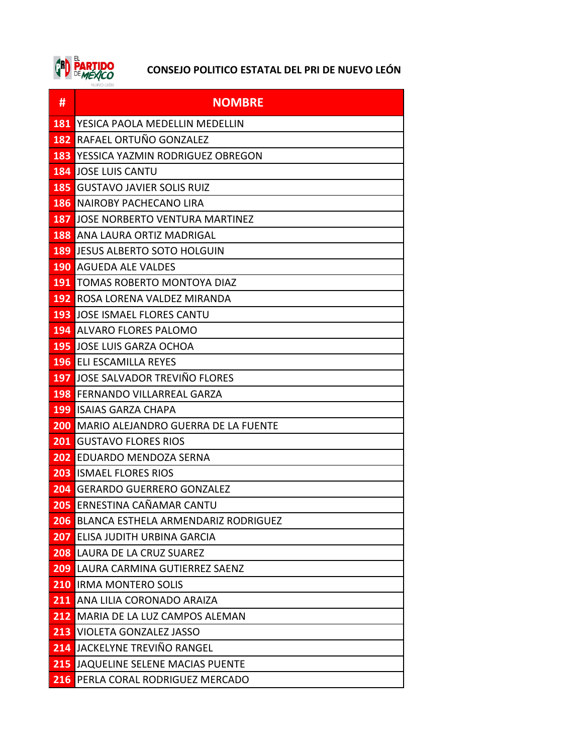**CONSEJO POLITICO ESTATAL DEL PRI DE NUEVO LEÓN**

| # | NOMBRE |
|---|---|
| 181 | YESICA PAOLA MEDELLIN MEDELLIN |
| 182 | RAFAEL ORTUÑO GONZALEZ |
| 183 | YESSICA YAZMIN RODRIGUEZ OBREGON |
| 184 | JOSE LUIS CANTU |
| 185 | GUSTAVO JAVIER SOLIS RUIZ |
| 186 | NAIROBY PACHECANO LIRA |
| 187 | JOSE NORBERTO VENTURA MARTINEZ |
| 188 | ANA LAURA ORTIZ MADRIGAL |
| 189 | JESUS ALBERTO SOTO HOLGUIN |
| 190 | AGUEDA ALE VALDES |
| 191 | TOMAS ROBERTO MONTOYA DIAZ |
| 192 | ROSA LORENA VALDEZ MIRANDA |
| 193 | JOSE ISMAEL FLORES CANTU |
| 194 | ALVARO FLORES PALOMO |
| 195 | JOSE LUIS GARZA OCHOA |
| 196 | ELI ESCAMILLA REYES |
| 197 | JOSE SALVADOR TREVIÑO FLORES |
| 198 | FERNANDO VILLARREAL GARZA |
| 199 | ISAIAS GARZA CHAPA |
| 200 | MARIO ALEJANDRO GUERRA DE LA FUENTE |
| 201 | GUSTAVO FLORES RIOS |
| 202 | EDUARDO MENDOZA SERNA |
| 203 | ISMAEL FLORES RIOS |
| 204 | GERARDO GUERRERO GONZALEZ |
| 205 | ERNESTINA CAÑAMAR CANTU |
| 206 | BLANCA ESTHELA ARMENDARIZ RODRIGUEZ |
| 207 | ELISA JUDITH URBINA GARCIA |
| 208 | LAURA DE LA CRUZ SUAREZ |
| 209 | LAURA CARMINA GUTIERREZ SAENZ |
| 210 | IRMA MONTERO SOLIS |
| 211 | ANA LILIA CORONADO ARAIZA |
| 212 | MARIA DE LA LUZ CAMPOS ALEMAN |
| 213 | VIOLETA GONZALEZ JASSO |
| 214 | JACKELYNE TREVIÑO RANGEL |
| 215 | JAQUELINE SELENE MACIAS PUENTE |
| 216 | PERLA CORAL RODRIGUEZ MERCADO |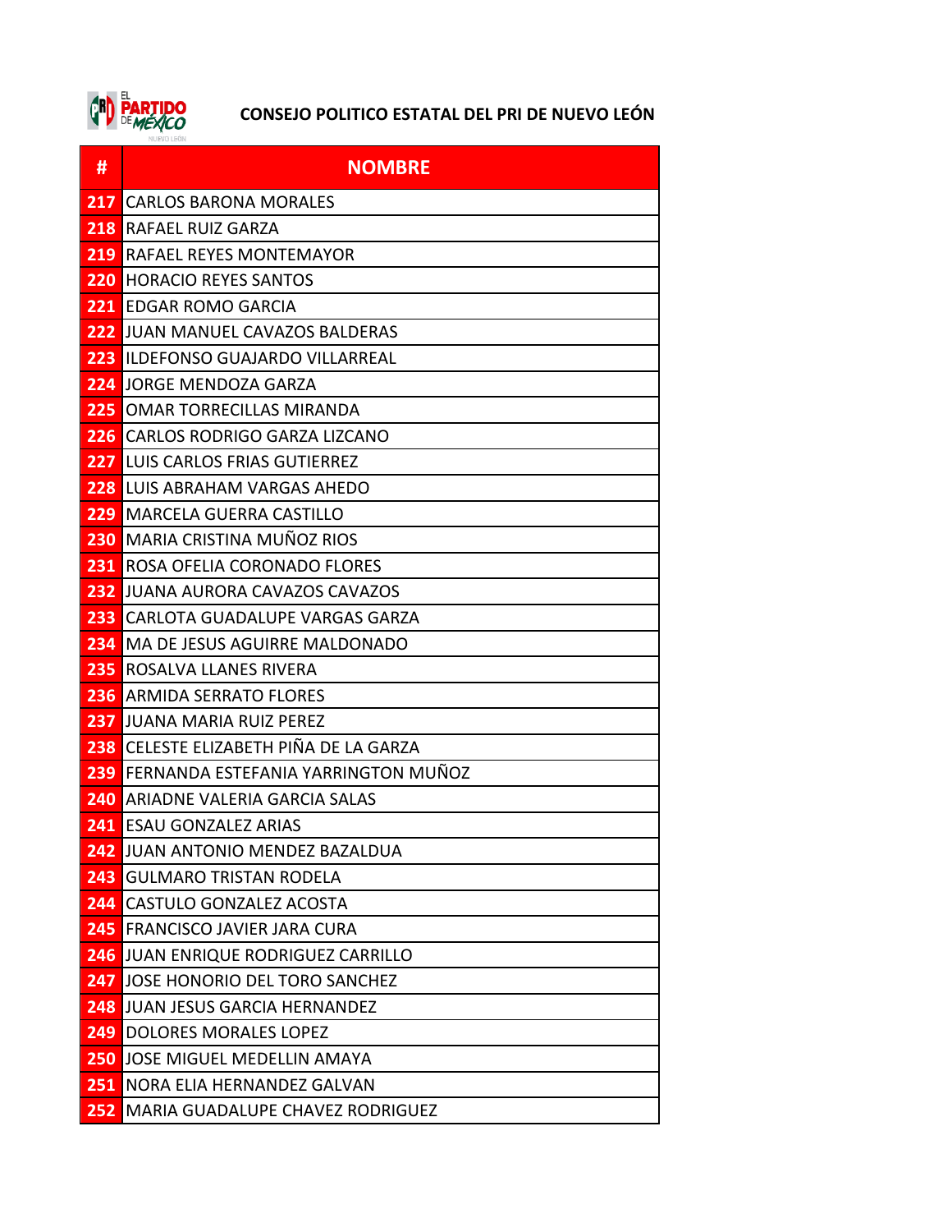## CONSEJO POLITICO ESTATAL DEL PRI DE NUEVO LEÓN

| # | NOMBRE |
|---|---|
| 217 | CARLOS BARONA MORALES |
| 218 | RAFAEL RUIZ GARZA |
| 219 | RAFAEL REYES MONTEMAYOR |
| 220 | HORACIO REYES SANTOS |
| 221 | EDGAR ROMO GARCIA |
| 222 | JUAN MANUEL CAVAZOS BALDERAS |
| 223 | ILDEFONSO GUAJARDO VILLARREAL |
| 224 | JORGE MENDOZA GARZA |
| 225 | OMAR TORRECILLAS MIRANDA |
| 226 | CARLOS RODRIGO GARZA LIZCANO |
| 227 | LUIS CARLOS FRIAS GUTIERREZ |
| 228 | LUIS ABRAHAM VARGAS AHEDO |
| 229 | MARCELA GUERRA CASTILLO |
| 230 | MARIA CRISTINA MUÑOZ RIOS |
| 231 | ROSA OFELIA CORONADO FLORES |
| 232 | JUANA AURORA CAVAZOS CAVAZOS |
| 233 | CARLOTA GUADALUPE VARGAS GARZA |
| 234 | MA DE JESUS AGUIRRE MALDONADO |
| 235 | ROSALVA LLANES RIVERA |
| 236 | ARMIDA SERRATO FLORES |
| 237 | JUANA MARIA RUIZ PEREZ |
| 238 | CELESTE ELIZABETH PIÑA DE LA GARZA |
| 239 | FERNANDA ESTEFANIA YARRINGTON MUÑOZ |
| 240 | ARIADNE VALERIA GARCIA SALAS |
| 241 | ESAU GONZALEZ ARIAS |
| 242 | JUAN ANTONIO MENDEZ BAZALDUA |
| 243 | GULMARO TRISTAN RODELA |
| 244 | CASTULO GONZALEZ ACOSTA |
| 245 | FRANCISCO JAVIER JARA CURA |
| 246 | JUAN ENRIQUE RODRIGUEZ CARRILLO |
| 247 | JOSE HONORIO DEL TORO SANCHEZ |
| 248 | JUAN JESUS GARCIA HERNANDEZ |
| 249 | DOLORES MORALES LOPEZ |
| 250 | JOSE MIGUEL MEDELLIN AMAYA |
| 251 | NORA ELIA HERNANDEZ GALVAN |
| 252 | MARIA GUADALUPE CHAVEZ RODRIGUEZ |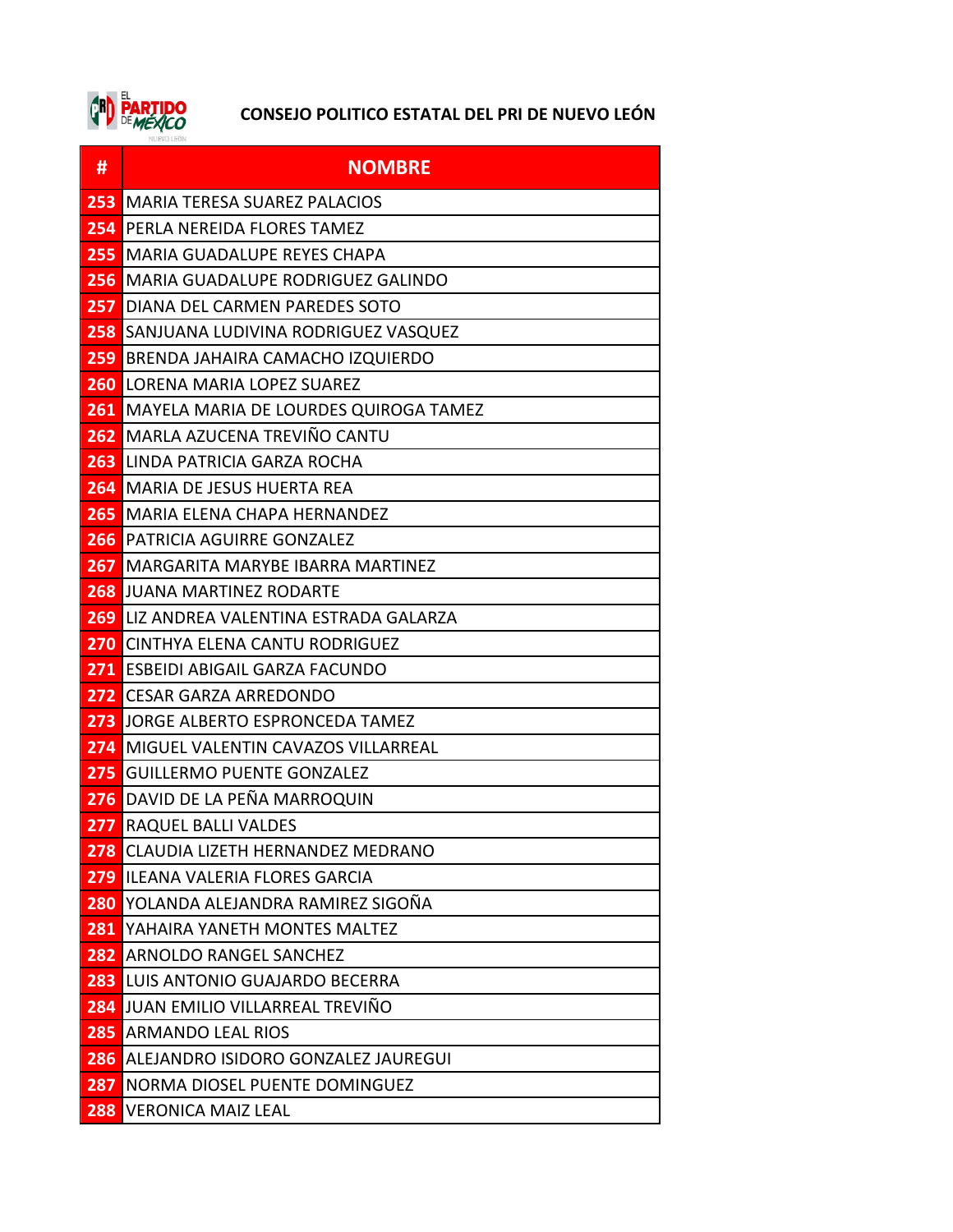## CONSEJO POLITICO ESTATAL DEL PRI DE NUEVO LEÓN

| # | NOMBRE |
|---|---|
| 253 | MARIA TERESA SUAREZ PALACIOS |
| 254 | PERLA NEREIDA FLORES TAMEZ |
| 255 | MARIA GUADALUPE REYES CHAPA |
| 256 | MARIA GUADALUPE RODRIGUEZ GALINDO |
| 257 | DIANA DEL CARMEN PAREDES SOTO |
| 258 | SANJUANA LUDIVINA RODRIGUEZ VASQUEZ |
| 259 | BRENDA JAHAIRA CAMACHO IZQUIERDO |
| 260 | LORENA MARIA LOPEZ SUAREZ |
| 261 | MAYELA MARIA DE LOURDES QUIROGA TAMEZ |
| 262 | MARLA AZUCENA TREVIÑO CANTU |
| 263 | LINDA PATRICIA GARZA ROCHA |
| 264 | MARIA DE JESUS HUERTA REA |
| 265 | MARIA ELENA CHAPA HERNANDEZ |
| 266 | PATRICIA AGUIRRE GONZALEZ |
| 267 | MARGARITA MARYBE IBARRA MARTINEZ |
| 268 | JUANA MARTINEZ RODARTE |
| 269 | LIZ ANDREA VALENTINA ESTRADA GALARZA |
| 270 | CINTHYA ELENA CANTU RODRIGUEZ |
| 271 | ESBEIDI ABIGAIL GARZA FACUNDO |
| 272 | CESAR GARZA ARREDONDO |
| 273 | JORGE ALBERTO ESPRONCEDA TAMEZ |
| 274 | MIGUEL VALENTIN CAVAZOS VILLARREAL |
| 275 | GUILLERMO PUENTE GONZALEZ |
| 276 | DAVID DE LA PEÑA MARROQUIN |
| 277 | RAQUEL BALLI VALDES |
| 278 | CLAUDIA LIZETH HERNANDEZ MEDRANO |
| 279 | ILEANA VALERIA FLORES GARCIA |
| 280 | YOLANDA ALEJANDRA RAMIREZ SIGOÑA |
| 281 | YAHAIRA YANETH MONTES MALTEZ |
| 282 | ARNOLDO RANGEL SANCHEZ |
| 283 | LUIS ANTONIO GUAJARDO BECERRA |
| 284 | JUAN EMILIO VILLARREAL TREVIÑO |
| 285 | ARMANDO LEAL RIOS |
| 286 | ALEJANDRO ISIDORO GONZALEZ JAUREGUI |
| 287 | NORMA DIOSEL PUENTE DOMINGUEZ |
| 288 | VERONICA MAIZ LEAL |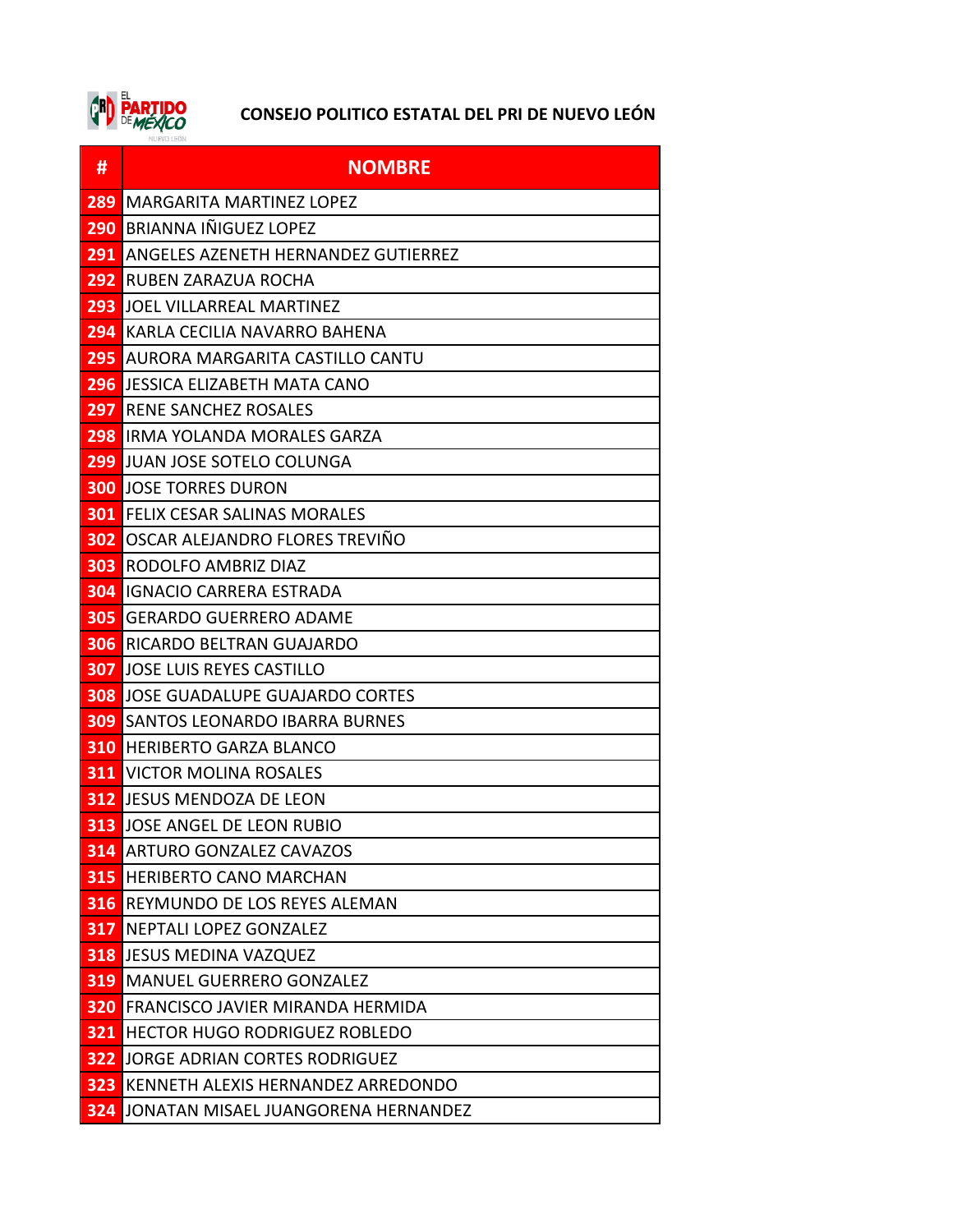**CONSEJO POLITICO ESTATAL DEL PRI DE NUEVO LEÓN**

| # | NOMBRE |
|---|---|
| 289 | MARGARITA MARTINEZ LOPEZ |
| 290 | BRIANNA IÑIGUEZ LOPEZ |
| 291 | ANGELES AZENETH HERNANDEZ GUTIERREZ |
| 292 | RUBEN ZARAZUA ROCHA |
| 293 | JOEL VILLARREAL MARTINEZ |
| 294 | KARLA CECILIA NAVARRO BAHENA |
| 295 | AURORA MARGARITA CASTILLO CANTU |
| 296 | JESSICA ELIZABETH MATA CANO |
| 297 | RENE SANCHEZ ROSALES |
| 298 | IRMA YOLANDA MORALES GARZA |
| 299 | JUAN JOSE SOTELO COLUNGA |
| 300 | JOSE TORRES DURON |
| 301 | FELIX CESAR SALINAS MORALES |
| 302 | OSCAR ALEJANDRO FLORES TREVIÑO |
| 303 | RODOLFO AMBRIZ DIAZ |
| 304 | IGNACIO CARRERA ESTRADA |
| 305 | GERARDO GUERRERO ADAME |
| 306 | RICARDO BELTRAN GUAJARDO |
| 307 | JOSE LUIS REYES CASTILLO |
| 308 | JOSE GUADALUPE GUAJARDO CORTES |
| 309 | SANTOS LEONARDO IBARRA BURNES |
| 310 | HERIBERTO GARZA BLANCO |
| 311 | VICTOR MOLINA ROSALES |
| 312 | JESUS MENDOZA DE LEON |
| 313 | JOSE ANGEL DE LEON RUBIO |
| 314 | ARTURO GONZALEZ CAVAZOS |
| 315 | HERIBERTO CANO MARCHAN |
| 316 | REYMUNDO DE LOS REYES ALEMAN |
| 317 | NEPTALI LOPEZ GONZALEZ |
| 318 | JESUS MEDINA VAZQUEZ |
| 319 | MANUEL GUERRERO GONZALEZ |
| 320 | FRANCISCO JAVIER MIRANDA HERMIDA |
| 321 | HECTOR HUGO RODRIGUEZ ROBLEDO |
| 322 | JORGE ADRIAN CORTES RODRIGUEZ |
| 323 | KENNETH ALEXIS HERNANDEZ ARREDONDO |
| 324 | JONATAN MISAEL JUANGORENA HERNANDEZ |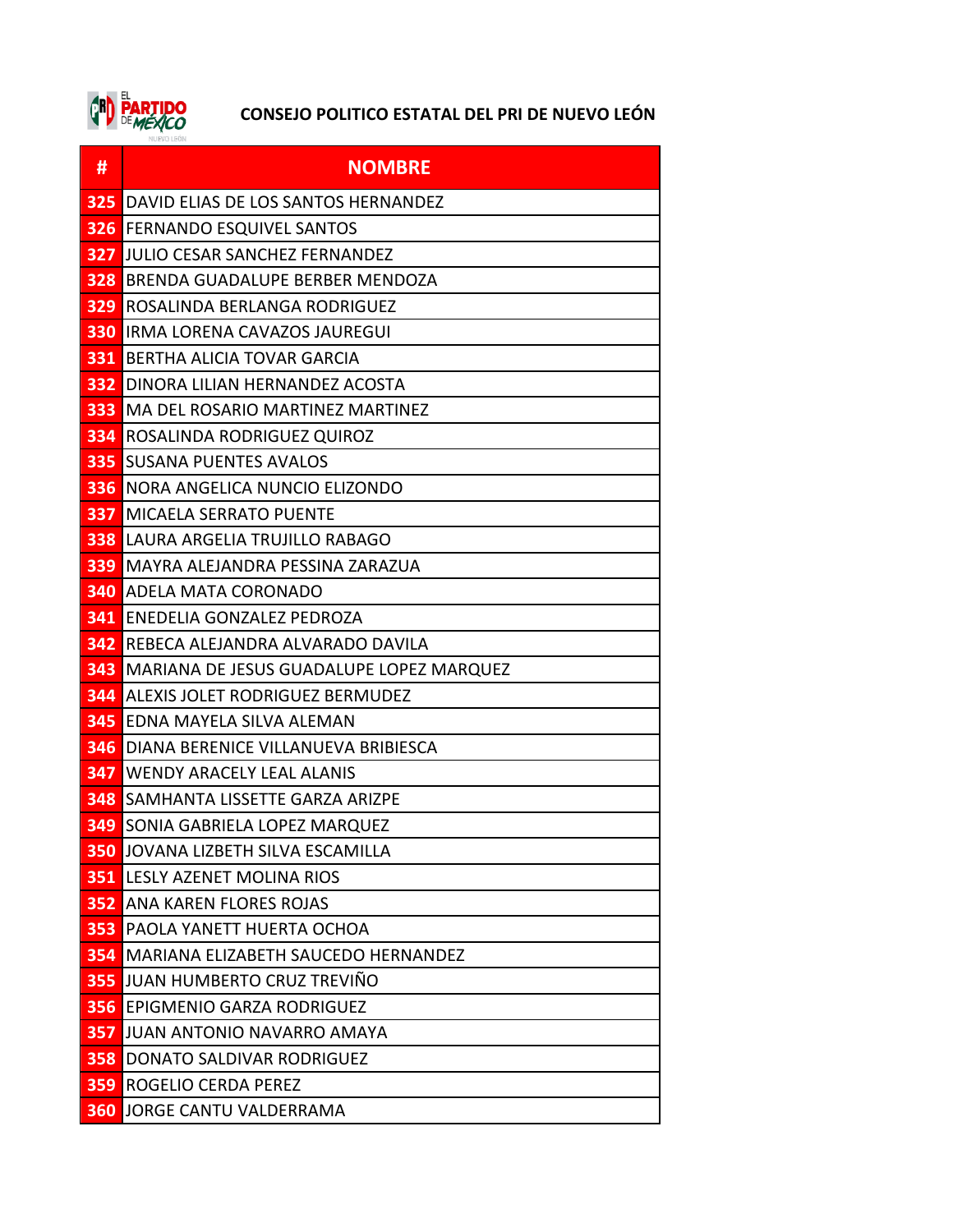## CONSEJO POLITICO ESTATAL DEL PRI DE NUEVO LEÓN

| # | NOMBRE |
|---|---|
| 325 | DAVID ELIAS DE LOS SANTOS HERNANDEZ |
| 326 | FERNANDO ESQUIVEL SANTOS |
| 327 | JULIO CESAR SANCHEZ FERNANDEZ |
| 328 | BRENDA GUADALUPE BERBER MENDOZA |
| 329 | ROSALINDA BERLANGA RODRIGUEZ |
| 330 | IRMA LORENA CAVAZOS JAUREGUI |
| 331 | BERTHA ALICIA TOVAR GARCIA |
| 332 | DINORA LILIAN HERNANDEZ ACOSTA |
| 333 | MA DEL ROSARIO MARTINEZ MARTINEZ |
| 334 | ROSALINDA RODRIGUEZ QUIROZ |
| 335 | SUSANA PUENTES AVALOS |
| 336 | NORA ANGELICA NUNCIO ELIZONDO |
| 337 | MICAELA SERRATO PUENTE |
| 338 | LAURA ARGELIA TRUJILLO RABAGO |
| 339 | MAYRA ALEJANDRA PESSINA ZARAZUA |
| 340 | ADELA MATA CORONADO |
| 341 | ENEDELIA GONZALEZ PEDROZA |
| 342 | REBECA ALEJANDRA ALVARADO DAVILA |
| 343 | MARIANA DE JESUS GUADALUPE LOPEZ MARQUEZ |
| 344 | ALEXIS JOLET RODRIGUEZ BERMUDEZ |
| 345 | EDNA MAYELA SILVA ALEMAN |
| 346 | DIANA BERENICE VILLANUEVA BRIBIESCA |
| 347 | WENDY ARACELY LEAL ALANIS |
| 348 | SAMHANTA LISSETTE GARZA ARIZPE |
| 349 | SONIA GABRIELA LOPEZ MARQUEZ |
| 350 | JOVANA LIZBETH SILVA ESCAMILLA |
| 351 | LESLY AZENET MOLINA RIOS |
| 352 | ANA KAREN FLORES ROJAS |
| 353 | PAOLA YANETT HUERTA OCHOA |
| 354 | MARIANA ELIZABETH SAUCEDO HERNANDEZ |
| 355 | JUAN HUMBERTO CRUZ TREVIÑO |
| 356 | EPIGMENIO GARZA RODRIGUEZ |
| 357 | JUAN ANTONIO NAVARRO AMAYA |
| 358 | DONATO SALDIVAR RODRIGUEZ |
| 359 | ROGELIO CERDA PEREZ |
| 360 | JORGE CANTU VALDERRAMA |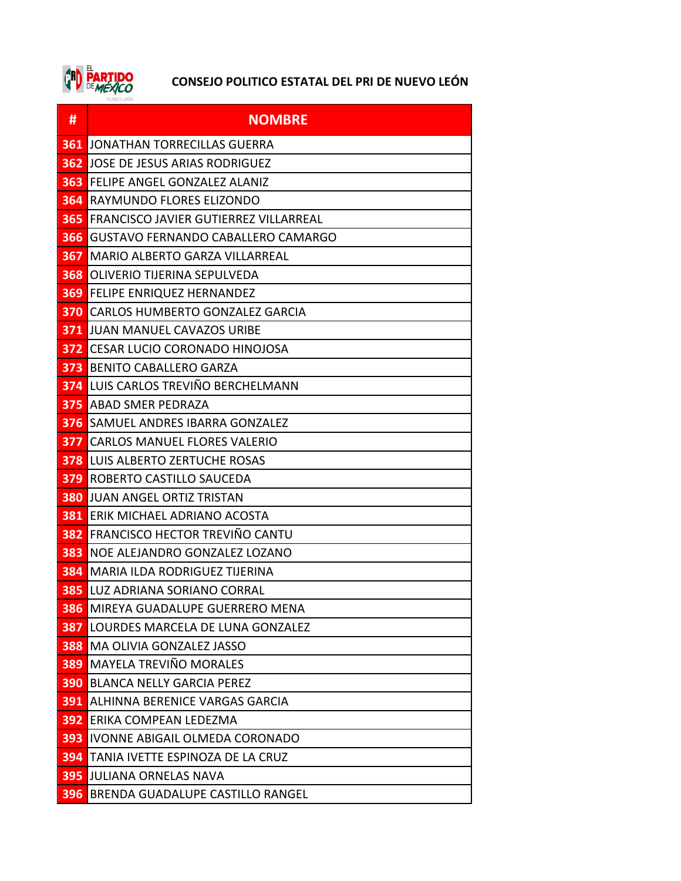**CONSEJO POLITICO ESTATAL DEL PRI DE NUEVO LEÓN**

| # | NOMBRE |
|---|---|
| 361 | JONATHAN TORRECILLAS GUERRA |
| 362 | JOSE DE JESUS ARIAS RODRIGUEZ |
| 363 | FELIPE ANGEL GONZALEZ ALANIZ |
| 364 | RAYMUNDO FLORES ELIZONDO |
| 365 | FRANCISCO JAVIER GUTIERREZ VILLARREAL |
| 366 | GUSTAVO FERNANDO CABALLERO CAMARGO |
| 367 | MARIO ALBERTO GARZA VILLARREAL |
| 368 | OLIVERIO TIJERINA SEPULVEDA |
| 369 | FELIPE ENRIQUEZ HERNANDEZ |
| 370 | CARLOS HUMBERTO GONZALEZ GARCIA |
| 371 | JUAN MANUEL CAVAZOS URIBE |
| 372 | CESAR LUCIO CORONADO HINOJOSA |
| 373 | BENITO CABALLERO GARZA |
| 374 | LUIS CARLOS TREVIÑO BERCHELMANN |
| 375 | ABAD SMER PEDRAZA |
| 376 | SAMUEL ANDRES IBARRA GONZALEZ |
| 377 | CARLOS MANUEL FLORES VALERIO |
| 378 | LUIS ALBERTO ZERTUCHE ROSAS |
| 379 | ROBERTO CASTILLO SAUCEDA |
| 380 | JUAN ANGEL ORTIZ TRISTAN |
| 381 | ERIK MICHAEL ADRIANO ACOSTA |
| 382 | FRANCISCO HECTOR TREVIÑO CANTU |
| 383 | NOE ALEJANDRO GONZALEZ LOZANO |
| 384 | MARIA ILDA RODRIGUEZ TIJERINA |
| 385 | LUZ ADRIANA SORIANO CORRAL |
| 386 | MIREYA GUADALUPE GUERRERO MENA |
| 387 | LOURDES MARCELA DE LUNA GONZALEZ |
| 388 | MA OLIVIA GONZALEZ JASSO |
| 389 | MAYELA TREVIÑO MORALES |
| 390 | BLANCA NELLY GARCIA PEREZ |
| 391 | ALHINNA BERENICE VARGAS GARCIA |
| 392 | ERIKA COMPEAN LEDEZMA |
| 393 | IVONNE ABIGAIL OLMEDA CORONADO |
| 394 | TANIA IVETTE ESPINOZA DE LA CRUZ |
| 395 | JULIANA ORNELAS NAVA |
| 396 | BRENDA GUADALUPE CASTILLO RANGEL |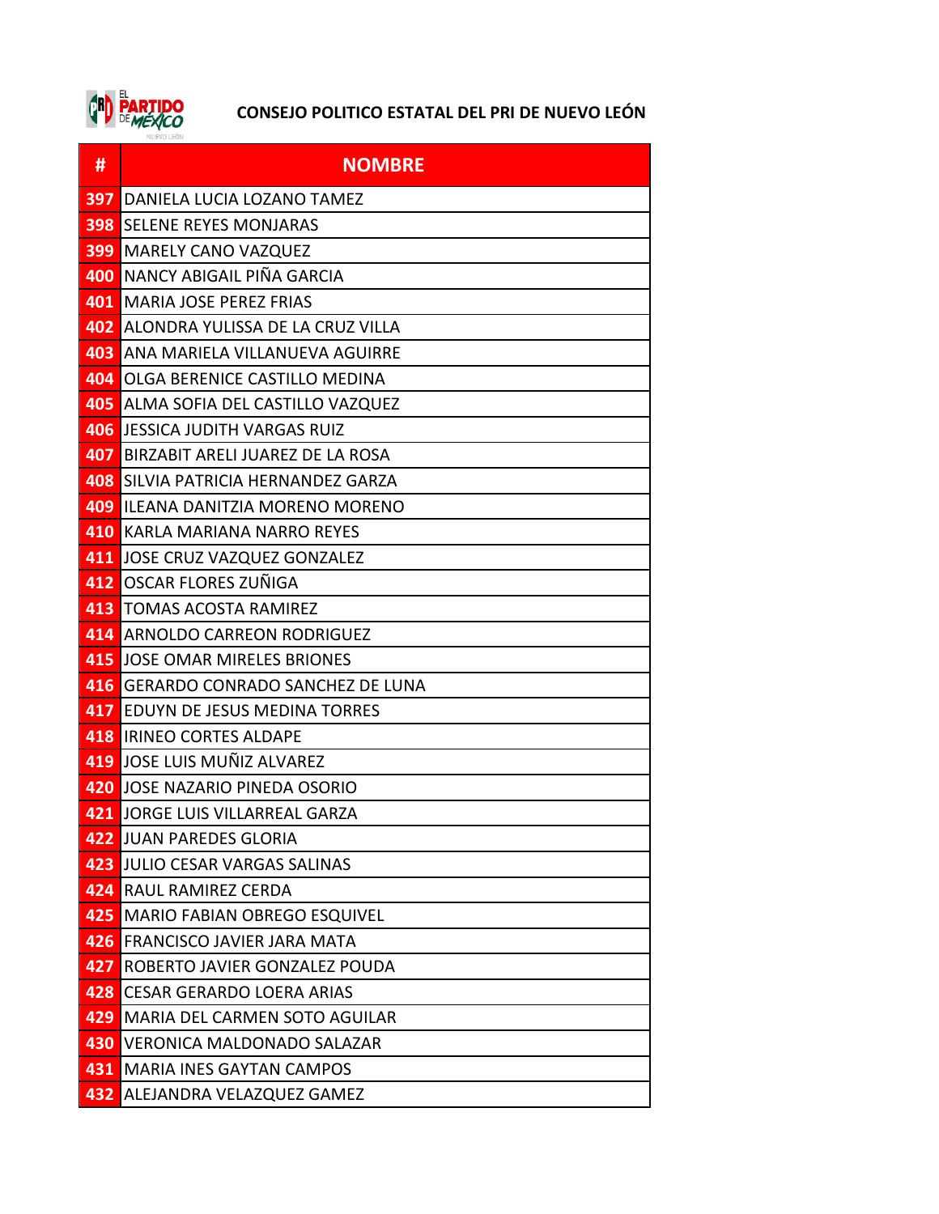**CONSEJO POLITICO ESTATAL DEL PRI DE NUEVO LEÓN**

| # | NOMBRE |
|---|---|
| 397 | DANIELA LUCIA LOZANO TAMEZ |
| 398 | SELENE REYES MONJARAS |
| 399 | MARELY CANO VAZQUEZ |
| 400 | NANCY ABIGAIL PIÑA GARCIA |
| 401 | MARIA JOSE PEREZ FRIAS |
| 402 | ALONDRA YULISSA DE LA CRUZ VILLA |
| 403 | ANA MARIELA VILLANUEVA AGUIRRE |
| 404 | OLGA BERENICE CASTILLO MEDINA |
| 405 | ALMA SOFIA DEL CASTILLO VAZQUEZ |
| 406 | JESSICA JUDITH VARGAS RUIZ |
| 407 | BIRZABIT ARELI JUAREZ DE LA ROSA |
| 408 | SILVIA PATRICIA HERNANDEZ GARZA |
| 409 | ILEANA DANITZIA MORENO MORENO |
| 410 | KARLA MARIANA NARRO REYES |
| 411 | JOSE CRUZ VAZQUEZ GONZALEZ |
| 412 | OSCAR FLORES ZUÑIGA |
| 413 | TOMAS ACOSTA RAMIREZ |
| 414 | ARNOLDO CARREON RODRIGUEZ |
| 415 | JOSE OMAR MIRELES BRIONES |
| 416 | GERARDO CONRADO SANCHEZ DE LUNA |
| 417 | EDUYN DE JESUS MEDINA TORRES |
| 418 | IRINEO CORTES ALDAPE |
| 419 | JOSE LUIS MUÑIZ ALVAREZ |
| 420 | JOSE NAZARIO PINEDA OSORIO |
| 421 | JORGE LUIS VILLARREAL GARZA |
| 422 | JUAN PAREDES GLORIA |
| 423 | JULIO CESAR VARGAS SALINAS |
| 424 | RAUL RAMIREZ CERDA |
| 425 | MARIO FABIAN OBREGO ESQUIVEL |
| 426 | FRANCISCO JAVIER JARA MATA |
| 427 | ROBERTO JAVIER GONZALEZ POUDA |
| 428 | CESAR GERARDO LOERA ARIAS |
| 429 | MARIA DEL CARMEN SOTO AGUILAR |
| 430 | VERONICA MALDONADO SALAZAR |
| 431 | MARIA INES GAYTAN CAMPOS |
| 432 | ALEJANDRA VELAZQUEZ GAMEZ |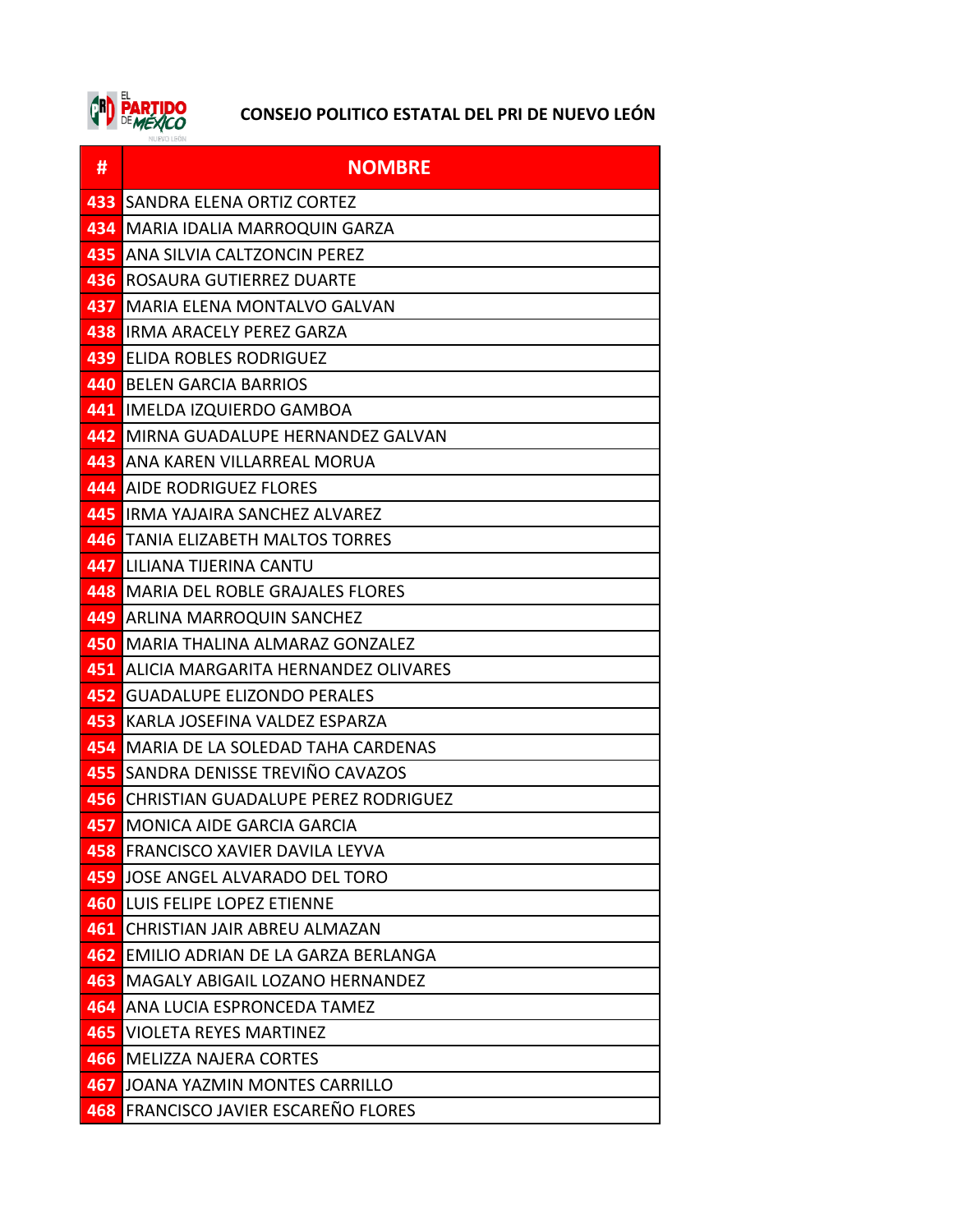# CONSEJO POLITICO ESTATAL DEL PRI DE NUEVO LEÓN

| # | NOMBRE |
|---|---|
| 433 | SANDRA ELENA ORTIZ CORTEZ |
| 434 | MARIA IDALIA MARROQUIN GARZA |
| 435 | ANA SILVIA CALTZONCIN PEREZ |
| 436 | ROSAURA GUTIERREZ DUARTE |
| 437 | MARIA ELENA MONTALVO GALVAN |
| 438 | IRMA ARACELY PEREZ GARZA |
| 439 | ELIDA ROBLES RODRIGUEZ |
| 440 | BELEN GARCIA BARRIOS |
| 441 | IMELDA IZQUIERDO GAMBOA |
| 442 | MIRNA GUADALUPE HERNANDEZ GALVAN |
| 443 | ANA KAREN VILLARREAL MORUA |
| 444 | AIDE RODRIGUEZ FLORES |
| 445 | IRMA YAJAIRA SANCHEZ ALVAREZ |
| 446 | TANIA ELIZABETH MALTOS TORRES |
| 447 | LILIANA TIJERINA CANTU |
| 448 | MARIA DEL ROBLE GRAJALES FLORES |
| 449 | ARLINA MARROQUIN SANCHEZ |
| 450 | MARIA THALINA ALMARAZ GONZALEZ |
| 451 | ALICIA MARGARITA HERNANDEZ OLIVARES |
| 452 | GUADALUPE ELIZONDO PERALES |
| 453 | KARLA JOSEFINA VALDEZ ESPARZA |
| 454 | MARIA DE LA SOLEDAD TAHA CARDENAS |
| 455 | SANDRA DENISSE TREVIÑO CAVAZOS |
| 456 | CHRISTIAN GUADALUPE PEREZ RODRIGUEZ |
| 457 | MONICA AIDE GARCIA GARCIA |
| 458 | FRANCISCO XAVIER DAVILA LEYVA |
| 459 | JOSE ANGEL ALVARADO DEL TORO |
| 460 | LUIS FELIPE LOPEZ ETIENNE |
| 461 | CHRISTIAN JAIR ABREU ALMAZAN |
| 462 | EMILIO ADRIAN DE LA GARZA BERLANGA |
| 463 | MAGALY ABIGAIL LOZANO HERNANDEZ |
| 464 | ANA LUCIA ESPRONCEDA TAMEZ |
| 465 | VIOLETA REYES MARTINEZ |
| 466 | MELIZZA NAJERA CORTES |
| 467 | JOANA YAZMIN MONTES CARRILLO |
| 468 | FRANCISCO JAVIER ESCAREÑO FLORES |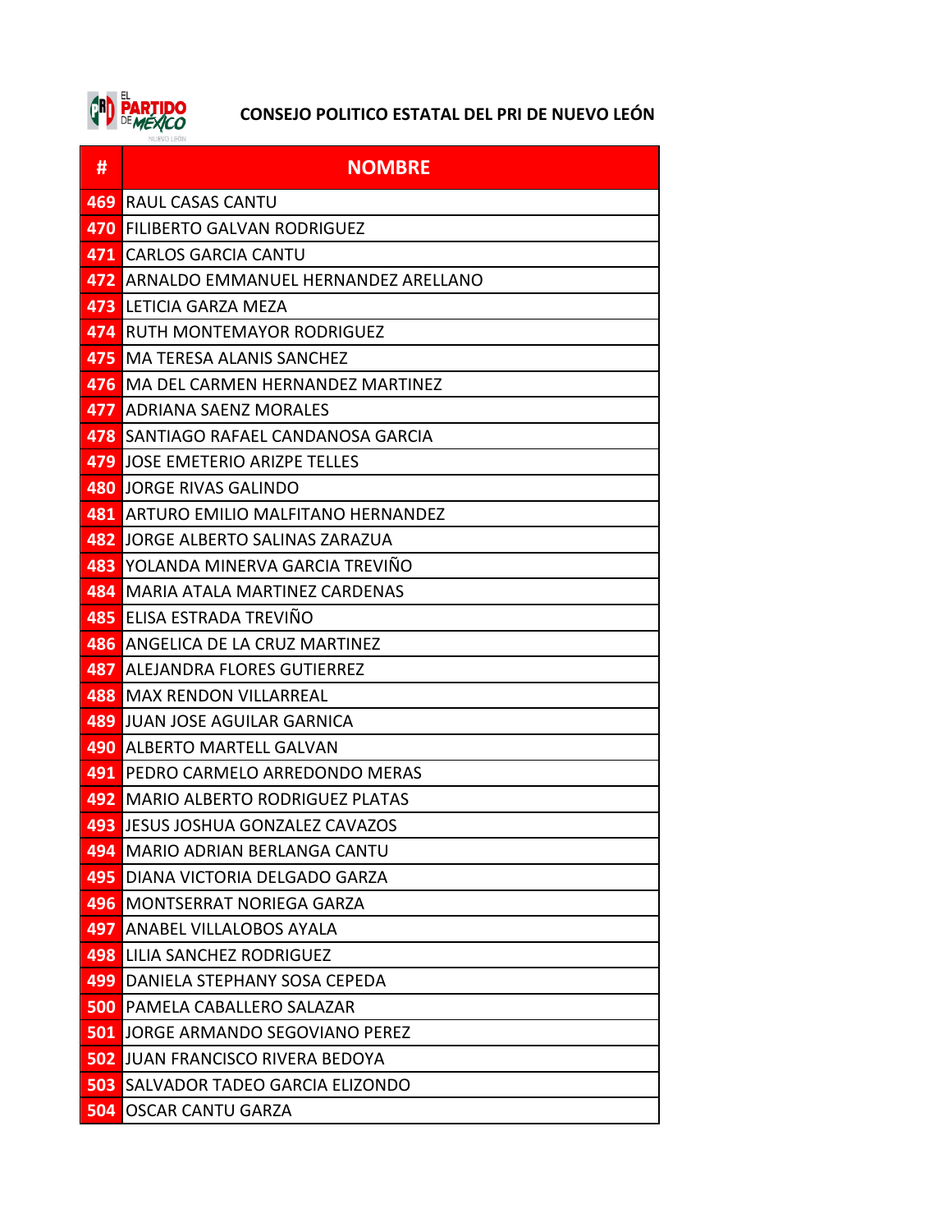## CONSEJO POLITICO ESTATAL DEL PRI DE NUEVO LEÓN

| # | NOMBRE |
|---|---|
| 469 | RAUL CASAS CANTU |
| 470 | FILIBERTO GALVAN RODRIGUEZ |
| 471 | CARLOS GARCIA CANTU |
| 472 | ARNALDO EMMANUEL HERNANDEZ ARELLANO |
| 473 | LETICIA GARZA MEZA |
| 474 | RUTH MONTEMAYOR RODRIGUEZ |
| 475 | MA TERESA ALANIS SANCHEZ |
| 476 | MA DEL CARMEN HERNANDEZ MARTINEZ |
| 477 | ADRIANA SAENZ MORALES |
| 478 | SANTIAGO RAFAEL CANDANOSA GARCIA |
| 479 | JOSE EMETERIO ARIZPE TELLES |
| 480 | JORGE RIVAS GALINDO |
| 481 | ARTURO EMILIO MALFITANO HERNANDEZ |
| 482 | JORGE ALBERTO SALINAS ZARAZUA |
| 483 | YOLANDA MINERVA GARCIA TREVIÑO |
| 484 | MARIA ATALA MARTINEZ CARDENAS |
| 485 | ELISA ESTRADA TREVIÑO |
| 486 | ANGELICA DE LA CRUZ MARTINEZ |
| 487 | ALEJANDRA FLORES GUTIERREZ |
| 488 | MAX RENDON VILLARREAL |
| 489 | JUAN JOSE AGUILAR GARNICA |
| 490 | ALBERTO MARTELL GALVAN |
| 491 | PEDRO CARMELO ARREDONDO MERAS |
| 492 | MARIO ALBERTO RODRIGUEZ PLATAS |
| 493 | JESUS JOSHUA GONZALEZ CAVAZOS |
| 494 | MARIO ADRIAN BERLANGA CANTU |
| 495 | DIANA VICTORIA DELGADO GARZA |
| 496 | MONTSERRAT NORIEGA GARZA |
| 497 | ANABEL VILLALOBOS AYALA |
| 498 | LILIA SANCHEZ RODRIGUEZ |
| 499 | DANIELA STEPHANY SOSA CEPEDA |
| 500 | PAMELA CABALLERO SALAZAR |
| 501 | JORGE ARMANDO SEGOVIANO PEREZ |
| 502 | JUAN FRANCISCO RIVERA BEDOYA |
| 503 | SALVADOR TADEO GARCIA ELIZONDO |
| 504 | OSCAR CANTU GARZA |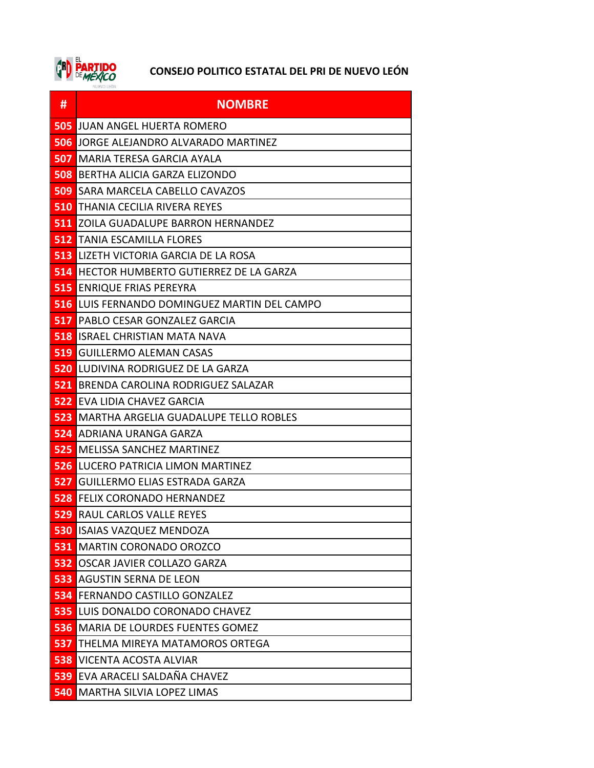## CONSEJO POLITICO ESTATAL DEL PRI DE NUEVO LEÓN

| # | NOMBRE |
|---|---|
| 505 | JUAN ANGEL HUERTA ROMERO |
| 506 | JORGE ALEJANDRO ALVARADO MARTINEZ |
| 507 | MARIA TERESA GARCIA AYALA |
| 508 | BERTHA ALICIA GARZA ELIZONDO |
| 509 | SARA MARCELA CABELLO CAVAZOS |
| 510 | THANIA CECILIA RIVERA REYES |
| 511 | ZOILA GUADALUPE BARRON HERNANDEZ |
| 512 | TANIA ESCAMILLA FLORES |
| 513 | LIZETH VICTORIA GARCIA DE LA ROSA |
| 514 | HECTOR HUMBERTO GUTIERREZ DE LA GARZA |
| 515 | ENRIQUE FRIAS PEREYRA |
| 516 | LUIS FERNANDO DOMINGUEZ MARTIN DEL CAMPO |
| 517 | PABLO CESAR GONZALEZ GARCIA |
| 518 | ISRAEL CHRISTIAN MATA NAVA |
| 519 | GUILLERMO ALEMAN CASAS |
| 520 | LUDIVINA RODRIGUEZ DE LA GARZA |
| 521 | BRENDA CAROLINA RODRIGUEZ SALAZAR |
| 522 | EVA LIDIA CHAVEZ GARCIA |
| 523 | MARTHA ARGELIA GUADALUPE TELLO ROBLES |
| 524 | ADRIANA URANGA GARZA |
| 525 | MELISSA SANCHEZ MARTINEZ |
| 526 | LUCERO PATRICIA LIMON MARTINEZ |
| 527 | GUILLERMO ELIAS ESTRADA GARZA |
| 528 | FELIX CORONADO HERNANDEZ |
| 529 | RAUL CARLOS VALLE REYES |
| 530 | ISAIAS VAZQUEZ MENDOZA |
| 531 | MARTIN CORONADO OROZCO |
| 532 | OSCAR JAVIER COLLAZO GARZA |
| 533 | AGUSTIN SERNA DE LEON |
| 534 | FERNANDO CASTILLO GONZALEZ |
| 535 | LUIS DONALDO CORONADO CHAVEZ |
| 536 | MARIA DE LOURDES FUENTES GOMEZ |
| 537 | THELMA MIREYA MATAMOROS ORTEGA |
| 538 | VICENTA ACOSTA ALVIAR |
| 539 | EVA ARACELI SALDAÑA CHAVEZ |
| 540 | MARTHA SILVIA LOPEZ LIMAS |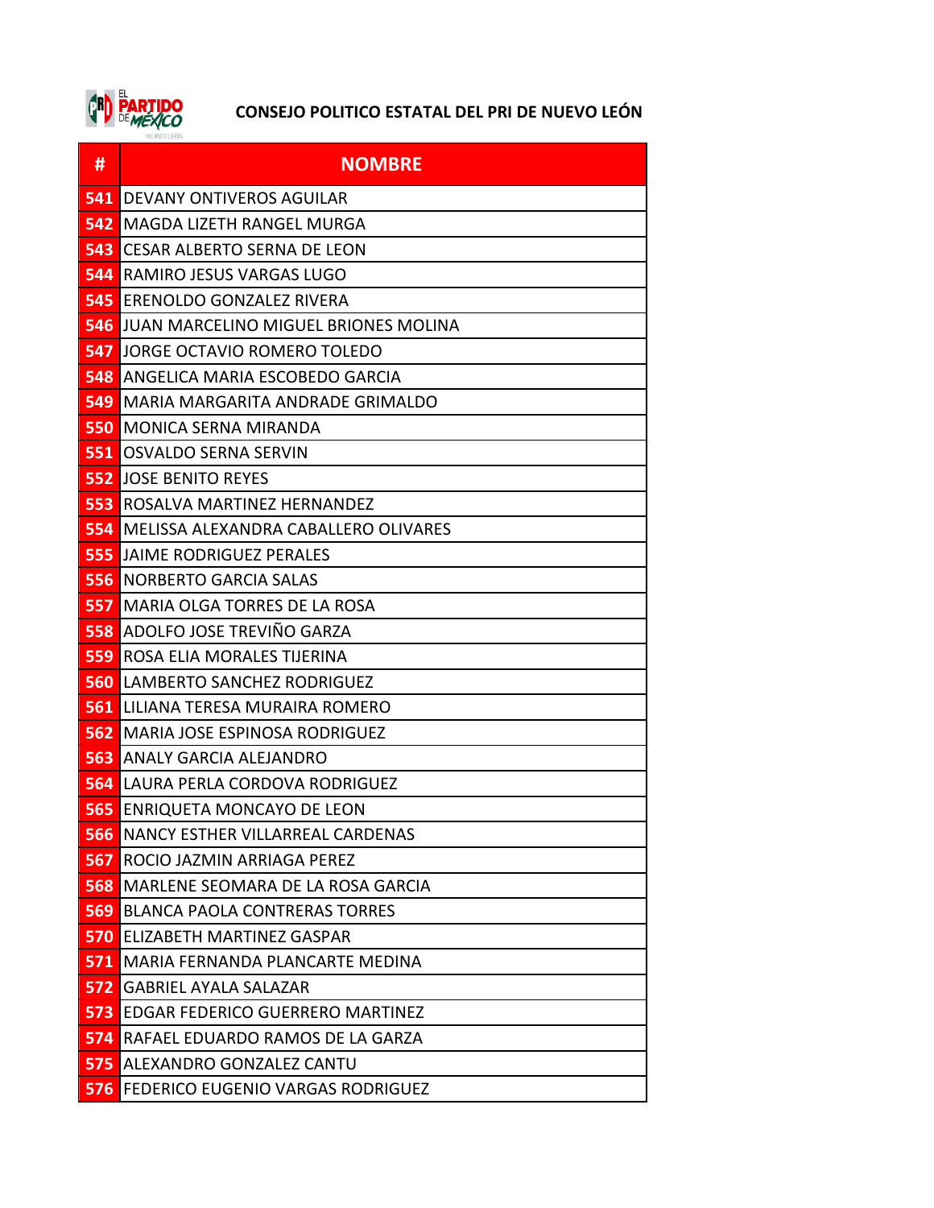**CONSEJO POLITICO ESTATAL DEL PRI DE NUEVO LEÓN**

| # | NOMBRE |
|---|---|
| 541 | DEVANY ONTIVEROS AGUILAR |
| 542 | MAGDA LIZETH RANGEL MURGA |
| 543 | CESAR ALBERTO SERNA DE LEON |
| 544 | RAMIRO JESUS VARGAS LUGO |
| 545 | ERENOLDO GONZALEZ RIVERA |
| 546 | JUAN MARCELINO MIGUEL BRIONES MOLINA |
| 547 | JORGE OCTAVIO ROMERO TOLEDO |
| 548 | ANGELICA MARIA ESCOBEDO GARCIA |
| 549 | MARIA MARGARITA ANDRADE GRIMALDO |
| 550 | MONICA SERNA MIRANDA |
| 551 | OSVALDO SERNA SERVIN |
| 552 | JOSE BENITO REYES |
| 553 | ROSALVA MARTINEZ HERNANDEZ |
| 554 | MELISSA ALEXANDRA CABALLERO OLIVARES |
| 555 | JAIME RODRIGUEZ PERALES |
| 556 | NORBERTO GARCIA SALAS |
| 557 | MARIA OLGA TORRES DE LA ROSA |
| 558 | ADOLFO JOSE TREVIÑO GARZA |
| 559 | ROSA ELIA MORALES TIJERINA |
| 560 | LAMBERTO SANCHEZ RODRIGUEZ |
| 561 | LILIANA TERESA MURAIRA ROMERO |
| 562 | MARIA JOSE ESPINOSA RODRIGUEZ |
| 563 | ANALY GARCIA ALEJANDRO |
| 564 | LAURA PERLA CORDOVA RODRIGUEZ |
| 565 | ENRIQUETA MONCAYO DE LEON |
| 566 | NANCY ESTHER VILLARREAL CARDENAS |
| 567 | ROCIO JAZMIN ARRIAGA PEREZ |
| 568 | MARLENE SEOMARA DE LA ROSA GARCIA |
| 569 | BLANCA PAOLA CONTRERAS TORRES |
| 570 | ELIZABETH MARTINEZ GASPAR |
| 571 | MARIA FERNANDA PLANCARTE MEDINA |
| 572 | GABRIEL AYALA SALAZAR |
| 573 | EDGAR FEDERICO GUERRERO MARTINEZ |
| 574 | RAFAEL EDUARDO RAMOS DE LA GARZA |
| 575 | ALEXANDRO GONZALEZ CANTU |
| 576 | FEDERICO EUGENIO VARGAS RODRIGUEZ |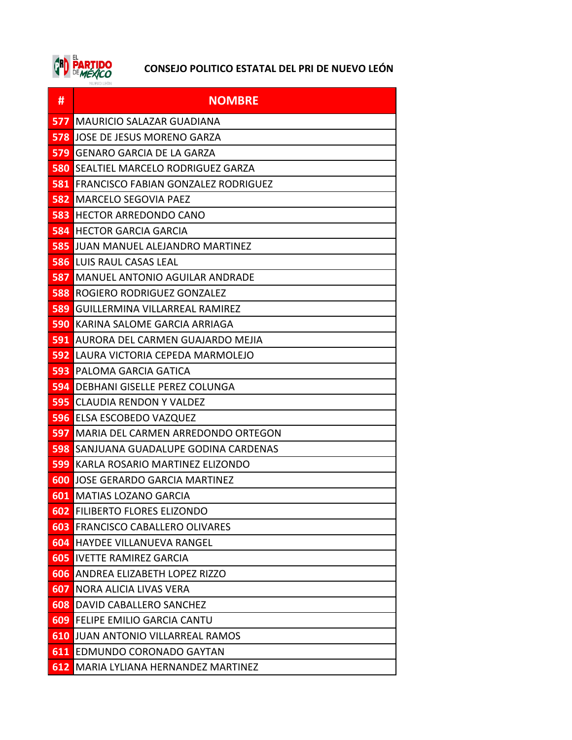**CONSEJO POLITICO ESTATAL DEL PRI DE NUEVO LEÓN**

| # | NOMBRE |
|---|---|
| 577 | MAURICIO SALAZAR GUADIANA |
| 578 | JOSE DE JESUS MORENO GARZA |
| 579 | GENARO GARCIA DE LA GARZA |
| 580 | SEALTIEL MARCELO RODRIGUEZ GARZA |
| 581 | FRANCISCO FABIAN GONZALEZ RODRIGUEZ |
| 582 | MARCELO SEGOVIA PAEZ |
| 583 | HECTOR ARREDONDO CANO |
| 584 | HECTOR GARCIA GARCIA |
| 585 | JUAN MANUEL ALEJANDRO MARTINEZ |
| 586 | LUIS RAUL CASAS LEAL |
| 587 | MANUEL ANTONIO AGUILAR ANDRADE |
| 588 | ROGIERO RODRIGUEZ GONZALEZ |
| 589 | GUILLERMINA VILLARREAL RAMIREZ |
| 590 | KARINA SALOME GARCIA ARRIAGA |
| 591 | AURORA DEL CARMEN GUAJARDO MEJIA |
| 592 | LAURA VICTORIA CEPEDA MARMOLEJO |
| 593 | PALOMA GARCIA GATICA |
| 594 | DEBHANI GISELLE PEREZ COLUNGA |
| 595 | CLAUDIA RENDON Y VALDEZ |
| 596 | ELSA ESCOBEDO VAZQUEZ |
| 597 | MARIA DEL CARMEN ARREDONDO ORTEGON |
| 598 | SANJUANA GUADALUPE GODINA CARDENAS |
| 599 | KARLA ROSARIO MARTINEZ ELIZONDO |
| 600 | JOSE GERARDO GARCIA MARTINEZ |
| 601 | MATIAS LOZANO GARCIA |
| 602 | FILIBERTO FLORES ELIZONDO |
| 603 | FRANCISCO CABALLERO OLIVARES |
| 604 | HAYDEE VILLANUEVA RANGEL |
| 605 | IVETTE RAMIREZ GARCIA |
| 606 | ANDREA ELIZABETH LOPEZ RIZZO |
| 607 | NORA ALICIA LIVAS VERA |
| 608 | DAVID CABALLERO SANCHEZ |
| 609 | FELIPE EMILIO GARCIA CANTU |
| 610 | JUAN ANTONIO VILLARREAL RAMOS |
| 611 | EDMUNDO CORONADO GAYTAN |
| 612 | MARIA LYLIANA HERNANDEZ MARTINEZ |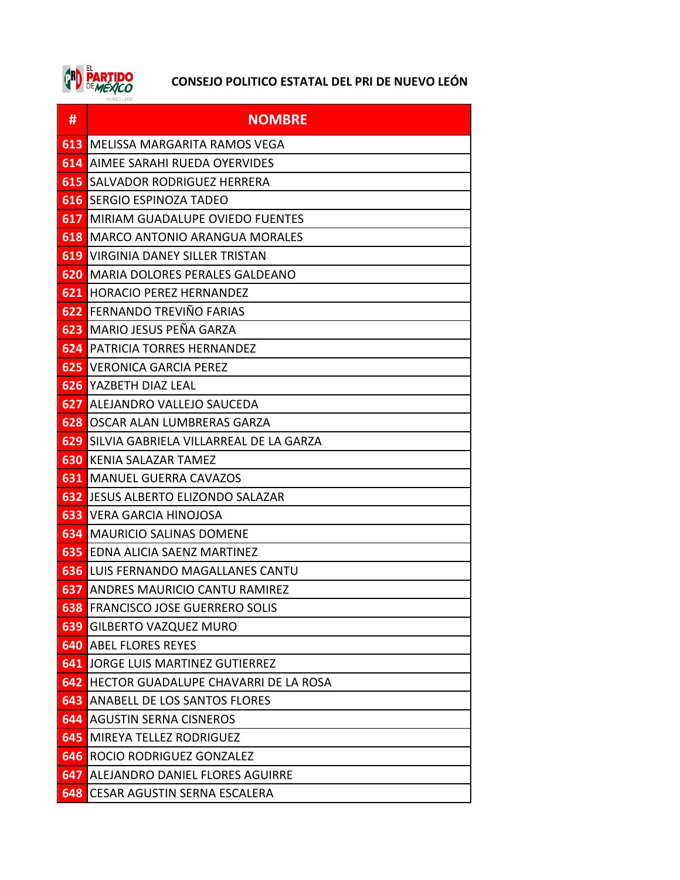## CONSEJO POLITICO ESTATAL DEL PRI DE NUEVO LEÓN

| # | NOMBRE |
|---|---|
| 613 | MELISSA MARGARITA RAMOS VEGA |
| 614 | AIMEE SARAHI RUEDA OYERVIDES |
| 615 | SALVADOR RODRIGUEZ HERRERA |
| 616 | SERGIO ESPINOZA TADEO |
| 617 | MIRIAM GUADALUPE OVIEDO FUENTES |
| 618 | MARCO ANTONIO ARANGUA MORALES |
| 619 | VIRGINIA DANEY SILLER TRISTAN |
| 620 | MARIA DOLORES PERALES GALDEANO |
| 621 | HORACIO PEREZ HERNANDEZ |
| 622 | FERNANDO TREVIÑO FARIAS |
| 623 | MARIO JESUS PEÑA GARZA |
| 624 | PATRICIA TORRES HERNANDEZ |
| 625 | VERONICA GARCIA PEREZ |
| 626 | YAZBETH DIAZ LEAL |
| 627 | ALEJANDRO VALLEJO SAUCEDA |
| 628 | OSCAR ALAN LUMBRERAS GARZA |
| 629 | SILVIA GABRIELA VILLARREAL DE LA GARZA |
| 630 | KENIA SALAZAR TAMEZ |
| 631 | MANUEL GUERRA CAVAZOS |
| 632 | JESUS ALBERTO ELIZONDO SALAZAR |
| 633 | VERA GARCIA HINOJOSA |
| 634 | MAURICIO SALINAS DOMENE |
| 635 | EDNA ALICIA SAENZ MARTINEZ |
| 636 | LUIS FERNANDO MAGALLANES CANTU |
| 637 | ANDRES MAURICIO CANTU RAMIREZ |
| 638 | FRANCISCO JOSE GUERRERO SOLIS |
| 639 | GILBERTO VAZQUEZ MURO |
| 640 | ABEL FLORES REYES |
| 641 | JORGE LUIS MARTINEZ GUTIERREZ |
| 642 | HECTOR GUADALUPE CHAVARRI DE LA ROSA |
| 643 | ANABELL DE LOS SANTOS FLORES |
| 644 | AGUSTIN SERNA CISNEROS |
| 645 | MIREYA TELLEZ RODRIGUEZ |
| 646 | ROCIO RODRIGUEZ GONZALEZ |
| 647 | ALEJANDRO DANIEL FLORES AGUIRRE |
| 648 | CESAR AGUSTIN SERNA ESCALERA |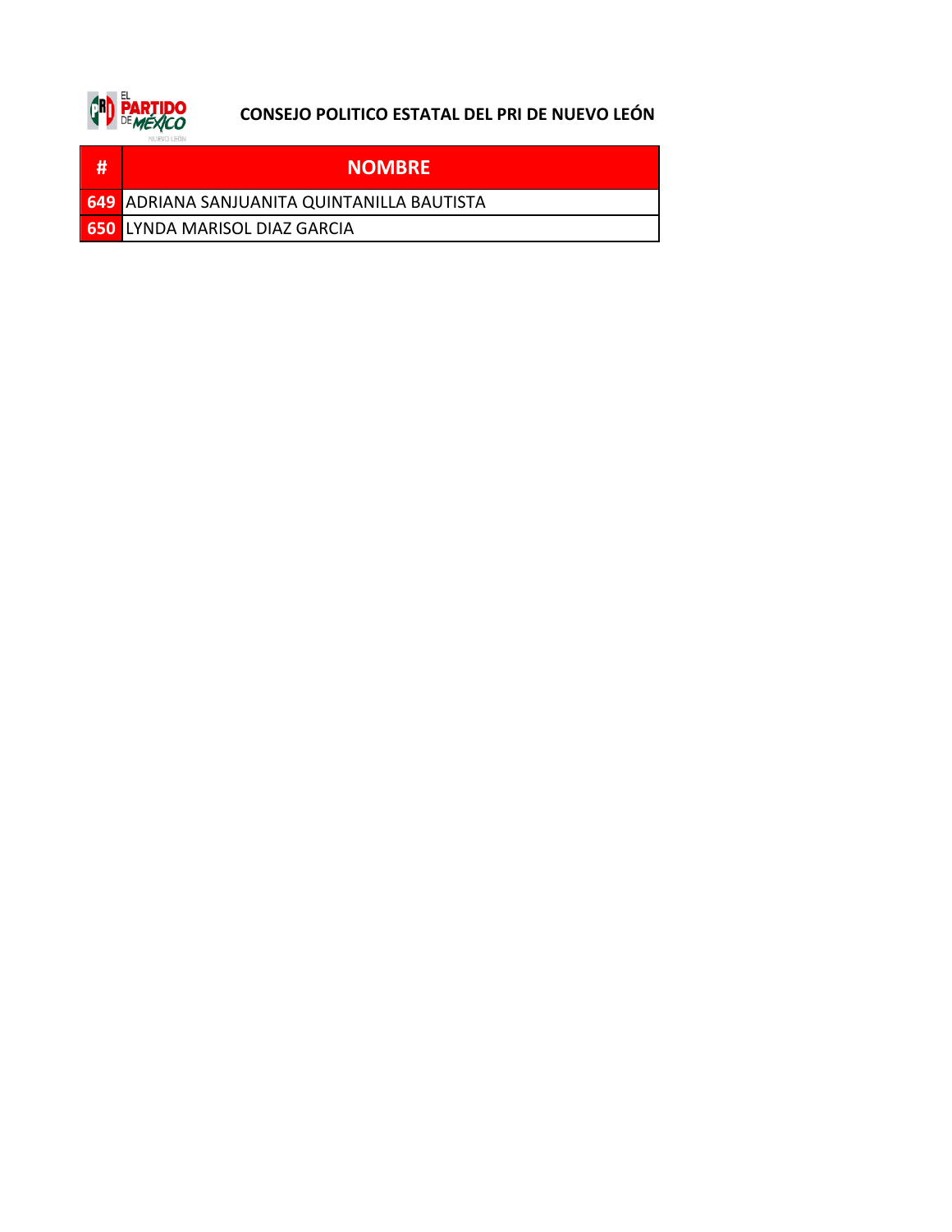CONSEJO POLITICO ESTATAL DEL PRI DE NUEVO LEÓN

| # | NOMBRE |
|---|---|
| 649 | ADRIANA SANJUANITA QUINTANILLA BAUTISTA |
| 650 | LYNDA MARISOL DIAZ GARCIA |